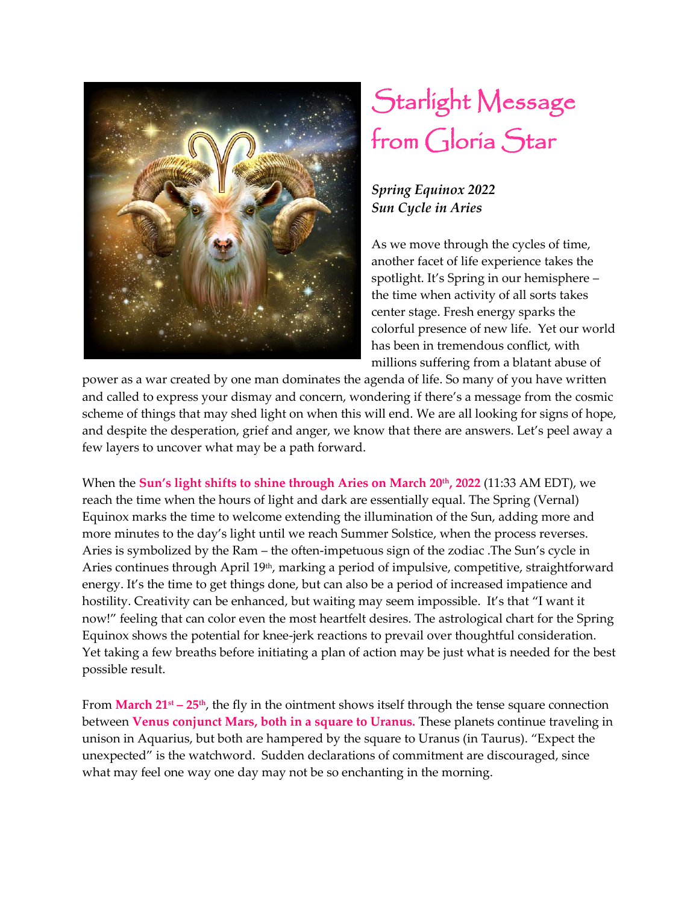# Starlight Message from Gloria Star

***Spring Equinox 2022***
***Sun Cycle in Aries***

As we move through the cycles of time, another facet of life experience takes the spotlight. It's Spring in our hemisphere – the time when activity of all sorts takes center stage. Fresh energy sparks the colorful presence of new life. Yet our world has been in tremendous conflict, with millions suffering from a blatant abuse of power as a war created by one man dominates the agenda of life. So many of you have written and called to express your dismay and concern, wondering if there's a message from the cosmic scheme of things that may shed light on when this will end. We are all looking for signs of hope, and despite the desperation, grief and anger, we know that there are answers. Let's peel away a few layers to uncover what may be a path forward.

When the **Sun's light shifts to shine through Aries on March 20th, 2022** (11:33 AM EDT), we reach the time when the hours of light and dark are essentially equal. The Spring (Vernal) Equinox marks the time to welcome extending the illumination of the Sun, adding more and more minutes to the day's light until we reach Summer Solstice, when the process reverses. Aries is symbolized by the Ram – the often-impetuous sign of the zodiac .The Sun's cycle in Aries continues through April 19th, marking a period of impulsive, competitive, straightforward energy. It's the time to get things done, but can also be a period of increased impatience and hostility. Creativity can be enhanced, but waiting may seem impossible. It's that "I want it now!" feeling that can color even the most heartfelt desires. The astrological chart for the Spring Equinox shows the potential for knee-jerk reactions to prevail over thoughtful consideration. Yet taking a few breaths before initiating a plan of action may be just what is needed for the best possible result.

From **March 21st – 25th**, the fly in the ointment shows itself through the tense square connection between **Venus conjunct Mars, both in a square to Uranus.** These planets continue traveling in unison in Aquarius, but both are hampered by the square to Uranus (in Taurus). "Expect the unexpected" is the watchword. Sudden declarations of commitment are discouraged, since what may feel one way one day may not be so enchanting in the morning.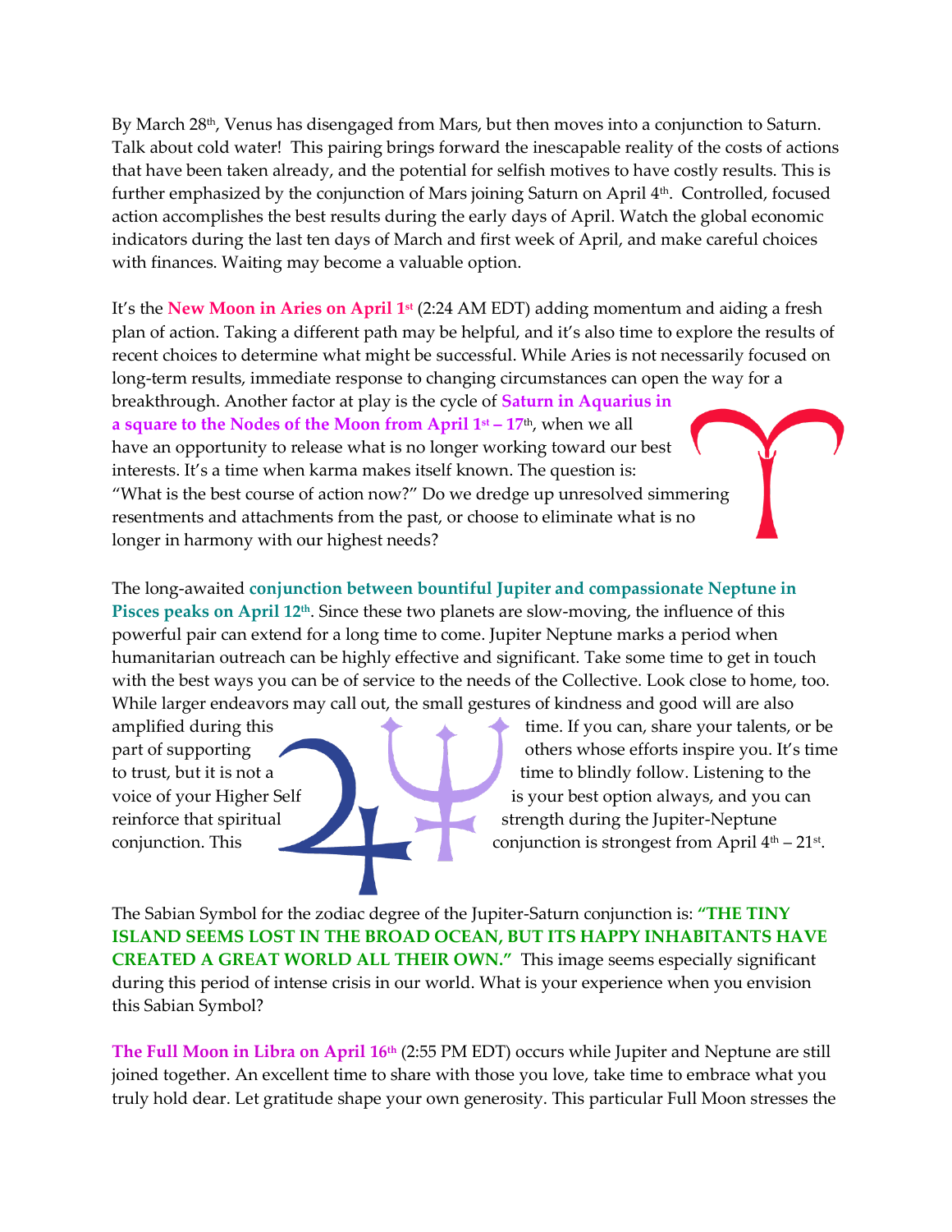By March 28th, Venus has disengaged from Mars, but then moves into a conjunction to Saturn. Talk about cold water! This pairing brings forward the inescapable reality of the costs of actions that have been taken already, and the potential for selfish motives to have costly results. This is further emphasized by the conjunction of Mars joining Saturn on April 4th. Controlled, focused action accomplishes the best results during the early days of April. Watch the global economic indicators during the last ten days of March and first week of April, and make careful choices with finances. Waiting may become a valuable option.

It's the **New Moon in Aries on April 1st** (2:24 AM EDT) adding momentum and aiding a fresh plan of action. Taking a different path may be helpful, and it's also time to explore the results of recent choices to determine what might be successful. While Aries is not necessarily focused on long-term results, immediate response to changing circumstances can open the way for a breakthrough. Another factor at play is the cycle of **Saturn in Aquarius in a square to the Nodes of the Moon from April 1st – 17th**, when we all have an opportunity to release what is no longer working toward our best interests. It's a time when karma makes itself known. The question is: "What is the best course of action now?" Do we dredge up unresolved simmering resentments and attachments from the past, or choose to eliminate what is no longer in harmony with our highest needs?

The long-awaited **conjunction between bountiful Jupiter and compassionate Neptune in Pisces peaks on April 12th**. Since these two planets are slow-moving, the influence of this powerful pair can extend for a long time to come. Jupiter Neptune marks a period when humanitarian outreach can be highly effective and significant. Take some time to get in touch with the best ways you can be of service to the needs of the Collective. Look close to home, too. While larger endeavors may call out, the small gestures of kindness and good will are also amplified during this time. If you can, share your talents, or be part of supporting others whose efforts inspire you. It's time to trust, but it is not a time to blindly follow. Listening to the voice of your Higher Self is your best option always, and you can reinforce that spiritual strength during the Jupiter-Neptune conjunction. This conjunction is strongest from April 4th – 21st.

The Sabian Symbol for the zodiac degree of the Jupiter-Saturn conjunction is: **"THE TINY ISLAND SEEMS LOST IN THE BROAD OCEAN, BUT ITS HAPPY INHABITANTS HAVE CREATED A GREAT WORLD ALL THEIR OWN."** This image seems especially significant during this period of intense crisis in our world. What is your experience when you envision this Sabian Symbol?

**The Full Moon in Libra on April 16th** (2:55 PM EDT) occurs while Jupiter and Neptune are still joined together. An excellent time to share with those you love, take time to embrace what you truly hold dear. Let gratitude shape your own generosity. This particular Full Moon stresses the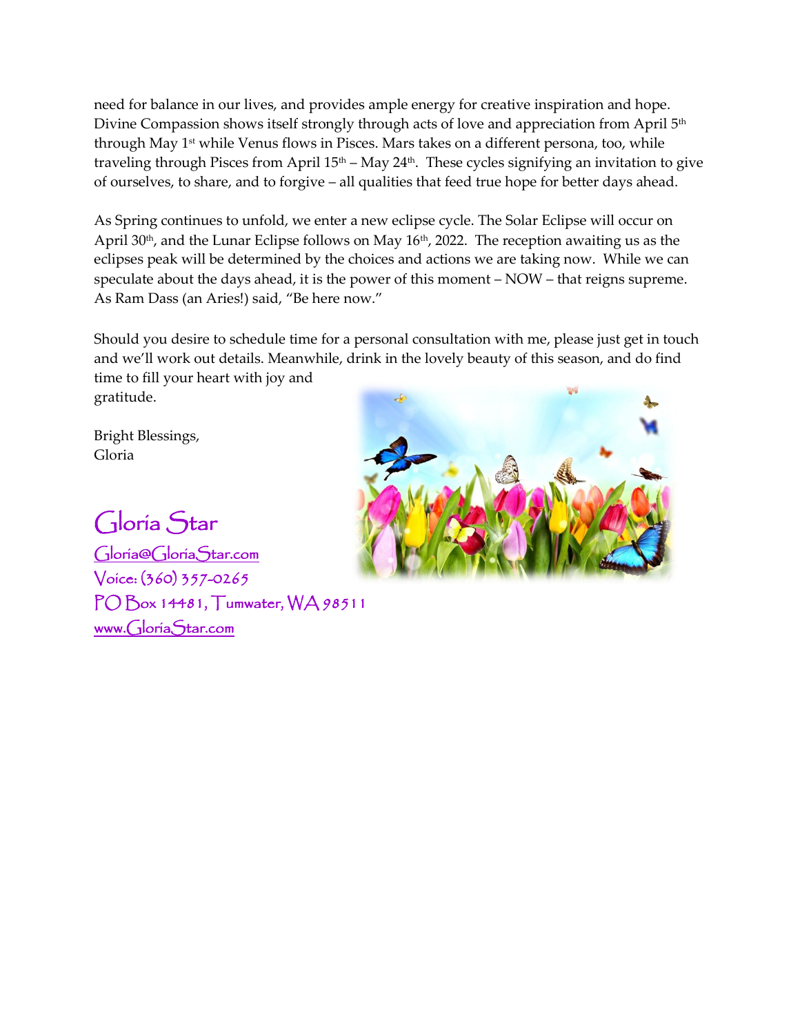need for balance in our lives, and provides ample energy for creative inspiration and hope. Divine Compassion shows itself strongly through acts of love and appreciation from April 5th through May 1st while Venus flows in Pisces. Mars takes on a different persona, too, while traveling through Pisces from April 15th – May 24th. These cycles signifying an invitation to give of ourselves, to share, and to forgive – all qualities that feed true hope for better days ahead.

As Spring continues to unfold, we enter a new eclipse cycle. The Solar Eclipse will occur on April 30th, and the Lunar Eclipse follows on May 16th, 2022. The reception awaiting us as the eclipses peak will be determined by the choices and actions we are taking now. While we can speculate about the days ahead, it is the power of this moment – NOW – that reigns supreme. As Ram Dass (an Aries!) said, "Be here now."

Should you desire to schedule time for a personal consultation with me, please just get in touch and we'll work out details. Meanwhile, drink in the lovely beauty of this season, and do find time to fill your heart with joy and gratitude.

Bright Blessings,
Gloria

Gloria Star
Gloria@GloriaStar.com
Voice: (360) 357-0265
PO Box 14481, Tumwater, WA 98511
www.GloriaStar.com